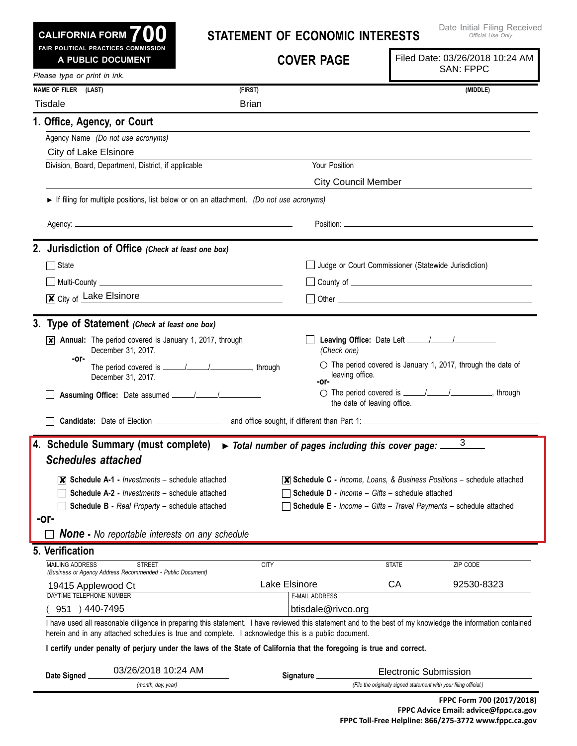**CALIFORNIA FORM 700**
**FAIR POLITICAL PRACTICES COMMISSION**
**A PUBLIC DOCUMENT**

# STATEMENT OF ECONOMIC INTERESTS

## COVER PAGE

Date Initial Filing Received
*Official Use Only*

Filed Date: 03/26/2018 10:24 AM
SAN: FPPC

*Please type or print in ink.*

| NAME OF FILER (LAST) | (FIRST) | (MIDDLE) |
|---|---|---|
| Tisdale | Brian | |

### 1. Office, Agency, or Court

Agency Name *(Do not use acronyms)*

City of Lake Elsinore

Division, Board, Department, District, if applicable

Your Position: City Council Member

► If filing for multiple positions, list below or on an attachment. *(Do not use acronyms)*

Agency: ______ Position: ______

### 2. Jurisdiction of Office *(Check at least one box)*

- ☐ State
- ☐ Judge or Court Commissioner (Statewide Jurisdiction)
- ☐ Multi-County ______
- ☐ County of ______
- ☒ City of Lake Elsinore
- ☐ Other ______

### 3. Type of Statement *(Check at least one box)*

- ☒ **Annual:** The period covered is January 1, 2017, through December 31, 2017.
  **-or-**
  The period covered is ____/____/______, through December 31, 2017.
- ☐ **Leaving Office:** Date Left ____/____/______
  *(Check one)*
  - ○ The period covered is January 1, 2017, through the date of leaving office.
  **-or-**
  - ○ The period covered is ____/____/______, through the date of leaving office.
- ☐ **Assuming Office:** Date assumed ____/____/______
- ☐ **Candidate:** Date of Election ______ and office sought, if different than Part 1: ______

### 4. Schedule Summary (must complete) ► *Total number of pages including this cover page:* 3

***Schedules attached***

- ☒ **Schedule A-1 -** *Investments* – schedule attached
- ☐ **Schedule A-2 -** *Investments* – schedule attached
- ☐ **Schedule B -** *Real Property* – schedule attached
- ☒ **Schedule C -** *Income, Loans, & Business Positions* – schedule attached
- ☐ **Schedule D -** *Income – Gifts* – schedule attached
- ☐ **Schedule E -** *Income – Gifts – Travel Payments* – schedule attached

**-or-**

- ☐ ***None*** **-** *No reportable interests on any schedule*

### 5. Verification

| MAILING ADDRESS STREET *(Business or Agency Address Recommended - Public Document)* | CITY | STATE | ZIP CODE |
|---|---|---|---|
| 19415 Applewood Ct | Lake Elsinore | CA | 92530-8323 |

| DAYTIME TELEPHONE NUMBER | E-MAIL ADDRESS |
|---|---|
| ( 951 ) 440-7495 | btisdale@rivco.org |

I have used all reasonable diligence in preparing this statement. I have reviewed this statement and to the best of my knowledge the information contained herein and in any attached schedules is true and complete. I acknowledge this is a public document.

**I certify under penalty of perjury under the laws of the State of California that the foregoing is true and correct.**

**Date Signed** 03/26/2018 10:24 AM *(month, day, year)*

**Signature** Electronic Submission *(File the originally signed statement with your filing official.)*

**FPPC Form 700 (2017/2018)**
**FPPC Advice Email: advice@fppc.ca.gov**
**FPPC Toll-Free Helpline: 866/275-3772 www.fppc.ca.gov**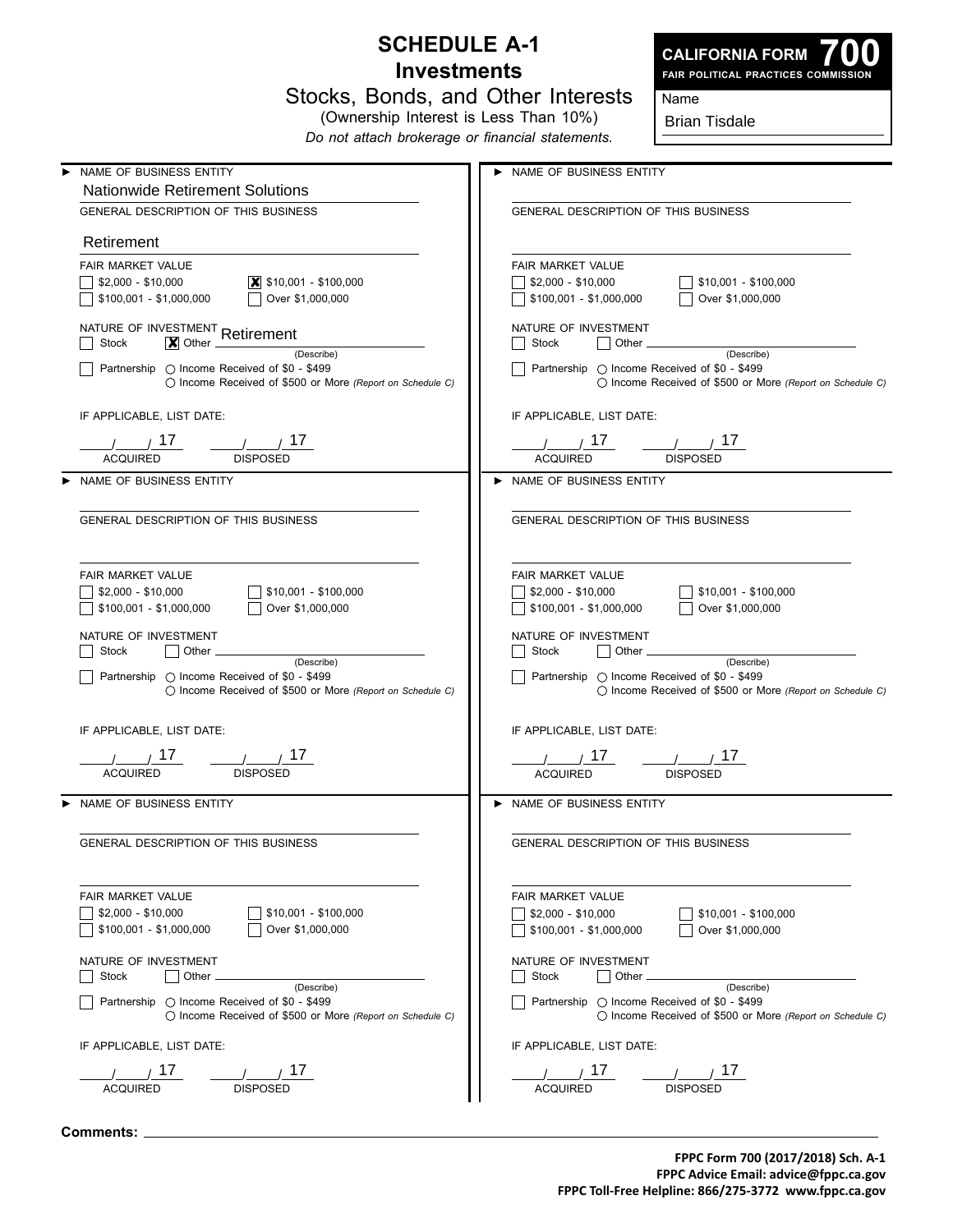# SCHEDULE A-1
## Investments
### Stocks, Bonds, and Other Interests
(Ownership Interest is Less Than 10%)

*Do not attach brokerage or financial statements.*

**CALIFORNIA FORM 700**
**FAIR POLITICAL PRACTICES COMMISSION**

Name: Brian Tisdale

---

► NAME OF BUSINESS ENTITY
Nationwide Retirement Solutions

GENERAL DESCRIPTION OF THIS BUSINESS
Retirement

FAIR MARKET VALUE
- [ ] $2,000 - $10,000
- [x] $10,001 - $100,000
- [ ] $100,001 - $1,000,000
- [ ] Over $1,000,000

NATURE OF INVESTMENT
- [ ] Stock
- [x] Other Retirement (Describe)
- [ ] Partnership ○ Income Received of $0 - $499 ○ Income Received of $500 or More *(Report on Schedule C)*

IF APPLICABLE, LIST DATE:

\_\_\_/\_\_\_/ 17 ACQUIRED    \_\_\_/\_\_\_/ 17 DISPOSED

---

► NAME OF BUSINESS ENTITY

GENERAL DESCRIPTION OF THIS BUSINESS

FAIR MARKET VALUE
- [ ] $2,000 - $10,000
- [ ] $10,001 - $100,000
- [ ] $100,001 - $1,000,000
- [ ] Over $1,000,000

NATURE OF INVESTMENT
- [ ] Stock
- [ ] Other \_\_\_\_\_\_ (Describe)
- [ ] Partnership ○ Income Received of $0 - $499 ○ Income Received of $500 or More *(Report on Schedule C)*

IF APPLICABLE, LIST DATE:

\_\_\_/\_\_\_/ 17 ACQUIRED    \_\_\_/\_\_\_/ 17 DISPOSED

---

► NAME OF BUSINESS ENTITY

GENERAL DESCRIPTION OF THIS BUSINESS

FAIR MARKET VALUE
- [ ] $2,000 - $10,000
- [ ] $10,001 - $100,000
- [ ] $100,001 - $1,000,000
- [ ] Over $1,000,000

NATURE OF INVESTMENT
- [ ] Stock
- [ ] Other \_\_\_\_\_\_ (Describe)
- [ ] Partnership ○ Income Received of $0 - $499 ○ Income Received of $500 or More *(Report on Schedule C)*

IF APPLICABLE, LIST DATE:

\_\_\_/\_\_\_/ 17 ACQUIRED    \_\_\_/\_\_\_/ 17 DISPOSED

---

► NAME OF BUSINESS ENTITY

GENERAL DESCRIPTION OF THIS BUSINESS

FAIR MARKET VALUE
- [ ] $2,000 - $10,000
- [ ] $10,001 - $100,000
- [ ] $100,001 - $1,000,000
- [ ] Over $1,000,000

NATURE OF INVESTMENT
- [ ] Stock
- [ ] Other \_\_\_\_\_\_ (Describe)
- [ ] Partnership ○ Income Received of $0 - $499 ○ Income Received of $500 or More *(Report on Schedule C)*

IF APPLICABLE, LIST DATE:

\_\_\_/\_\_\_/ 17 ACQUIRED    \_\_\_/\_\_\_/ 17 DISPOSED

---

► NAME OF BUSINESS ENTITY

GENERAL DESCRIPTION OF THIS BUSINESS

FAIR MARKET VALUE
- [ ] $2,000 - $10,000
- [ ] $10,001 - $100,000
- [ ] $100,001 - $1,000,000
- [ ] Over $1,000,000

NATURE OF INVESTMENT
- [ ] Stock
- [ ] Other \_\_\_\_\_\_ (Describe)
- [ ] Partnership ○ Income Received of $0 - $499 ○ Income Received of $500 or More *(Report on Schedule C)*

IF APPLICABLE, LIST DATE:

\_\_\_/\_\_\_/ 17 ACQUIRED    \_\_\_/\_\_\_/ 17 DISPOSED

---

► NAME OF BUSINESS ENTITY

GENERAL DESCRIPTION OF THIS BUSINESS

FAIR MARKET VALUE
- [ ] $2,000 - $10,000
- [ ] $10,001 - $100,000
- [ ] $100,001 - $1,000,000
- [ ] Over $1,000,000

NATURE OF INVESTMENT
- [ ] Stock
- [ ] Other \_\_\_\_\_\_ (Describe)
- [ ] Partnership ○ Income Received of $0 - $499 ○ Income Received of $500 or More *(Report on Schedule C)*

IF APPLICABLE, LIST DATE:

\_\_\_/\_\_\_/ 17 ACQUIRED    \_\_\_/\_\_\_/ 17 DISPOSED

---

**Comments:** \_\_\_\_\_\_\_\_\_\_\_\_\_\_\_\_\_\_\_\_

**FPPC Form 700 (2017/2018) Sch. A-1**
**FPPC Advice Email: advice@fppc.ca.gov**
**FPPC Toll-Free Helpline: 866/275-3772 www.fppc.ca.gov**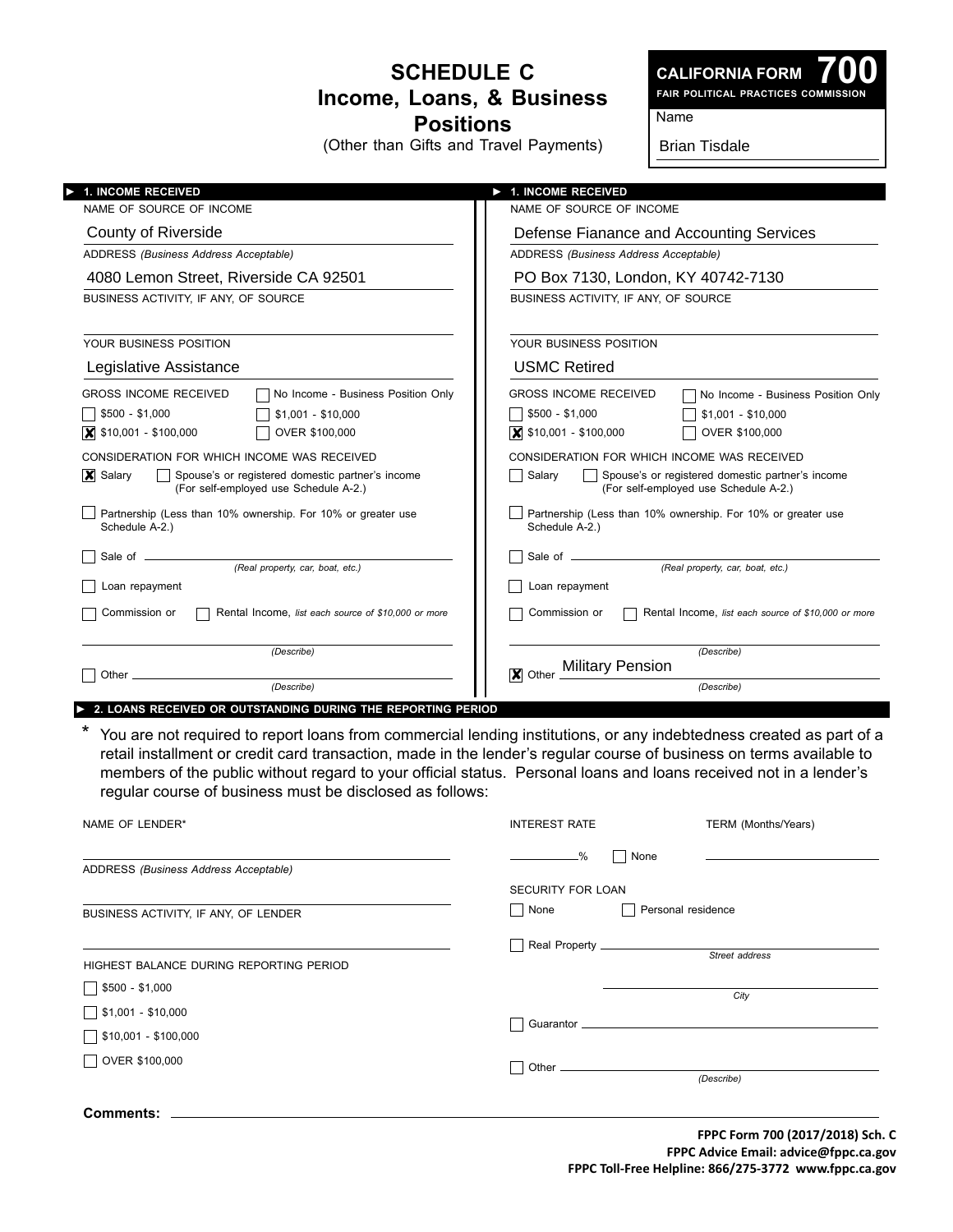# SCHEDULE C
## Income, Loans, & Business Positions
(Other than Gifts and Travel Payments)

**CALIFORNIA FORM 700**
FAIR POLITICAL PRACTICES COMMISSION

Name: Brian Tisdale

---

### ► 1. INCOME RECEIVED

NAME OF SOURCE OF INCOME
County of Riverside

ADDRESS *(Business Address Acceptable)*
4080 Lemon Street, Riverside CA 92501

BUSINESS ACTIVITY, IF ANY, OF SOURCE

YOUR BUSINESS POSITION
Legislative Assistance

GROSS INCOME RECEIVED
- [ ] No Income - Business Position Only
- [ ] $500 - $1,000
- [ ] $1,001 - $10,000
- [x] $10,001 - $100,000
- [ ] OVER $100,000

CONSIDERATION FOR WHICH INCOME WAS RECEIVED
- [x] Salary
- [ ] Spouse's or registered domestic partner's income (For self-employed use Schedule A-2.)
- [ ] Partnership (Less than 10% ownership. For 10% or greater use Schedule A-2.)
- [ ] Sale of ______ *(Real property, car, boat, etc.)*
- [ ] Loan repayment
- [ ] Commission or [ ] Rental Income, *list each source of $10,000 or more*

______ *(Describe)*

- [ ] Other ______ *(Describe)*

---

### ► 1. INCOME RECEIVED

NAME OF SOURCE OF INCOME
Defense Fianance and Accounting Services

ADDRESS *(Business Address Acceptable)*
PO Box 7130, London, KY 40742-7130

BUSINESS ACTIVITY, IF ANY, OF SOURCE

YOUR BUSINESS POSITION
USMC Retired

GROSS INCOME RECEIVED
- [ ] No Income - Business Position Only
- [ ] $500 - $1,000
- [ ] $1,001 - $10,000
- [x] $10,001 - $100,000
- [ ] OVER $100,000

CONSIDERATION FOR WHICH INCOME WAS RECEIVED
- [ ] Salary
- [ ] Spouse's or registered domestic partner's income (For self-employed use Schedule A-2.)
- [ ] Partnership (Less than 10% ownership. For 10% or greater use Schedule A-2.)
- [ ] Sale of ______ *(Real property, car, boat, etc.)*
- [ ] Loan repayment
- [ ] Commission or [ ] Rental Income, *list each source of $10,000 or more*

______ *(Describe)*

- [x] Other Military Pension *(Describe)*

---

### ► 2. LOANS RECEIVED OR OUTSTANDING DURING THE REPORTING PERIOD

\* You are not required to report loans from commercial lending institutions, or any indebtedness created as part of a retail installment or credit card transaction, made in the lender's regular course of business on terms available to members of the public without regard to your official status. Personal loans and loans received not in a lender's regular course of business must be disclosed as follows:

NAME OF LENDER*

ADDRESS *(Business Address Acceptable)*

BUSINESS ACTIVITY, IF ANY, OF LENDER

HIGHEST BALANCE DURING REPORTING PERIOD
- [ ] $500 - $1,000
- [ ] $1,001 - $10,000
- [ ] $10,001 - $100,000
- [ ] OVER $100,000

INTEREST RATE ______ % [ ] None

TERM (Months/Years)

SECURITY FOR LOAN
- [ ] None
- [ ] Personal residence
- [ ] Real Property ______ *Street address*

______ *City*

- [ ] Guarantor ______
- [ ] Other ______ *(Describe)*

**Comments:**

FPPC Form 700 (2017/2018) Sch. C
FPPC Advice Email: advice@fppc.ca.gov
FPPC Toll-Free Helpline: 866/275-3772 www.fppc.ca.gov